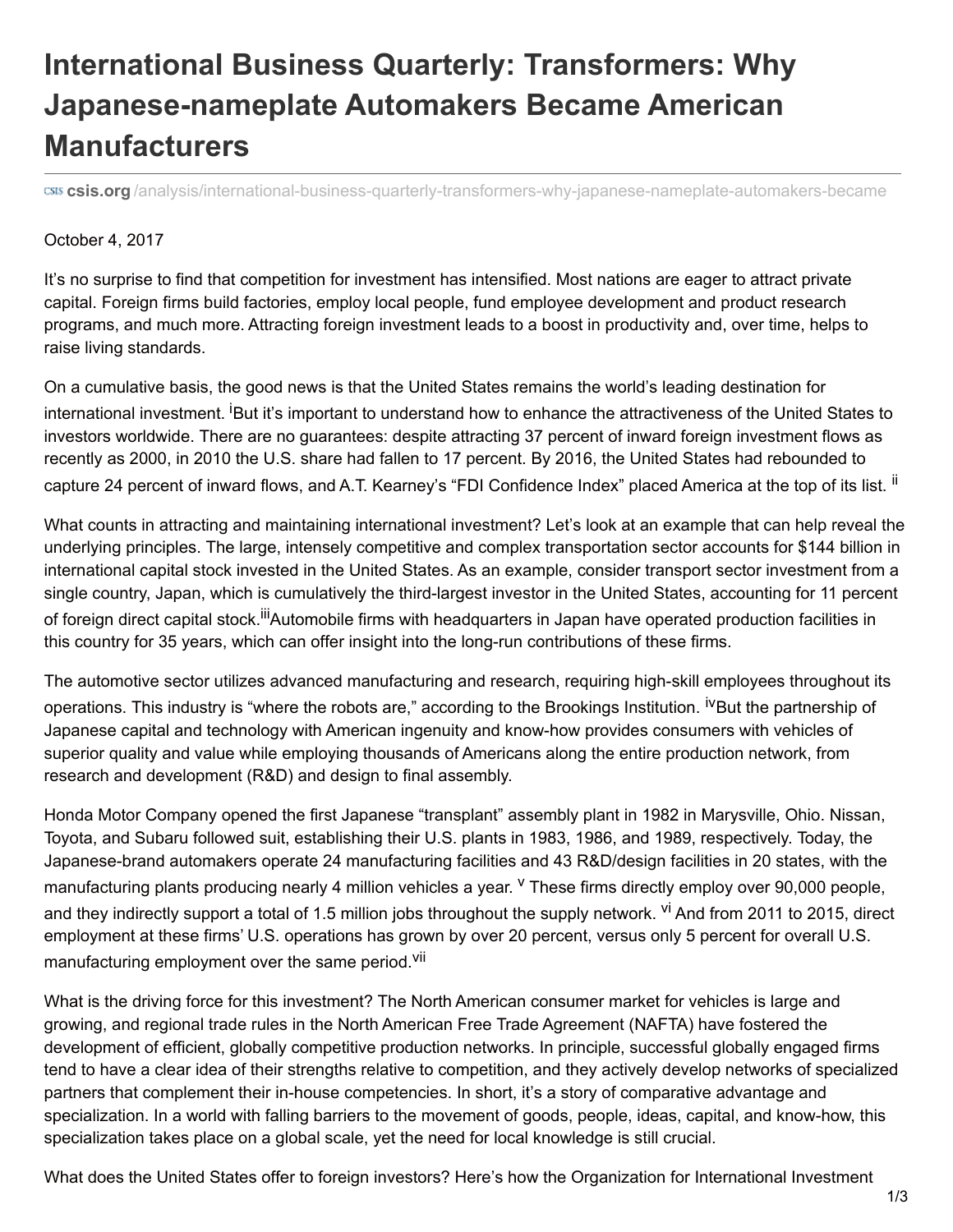# International Business Quarterly: Transformers: Why Japanese-nameplate Automakers Became American Manufacturers

csis.org/analysis/international-business-quarterly-transformers-why-japanese-nameplate-automakers-became

October 4, 2017

It's no surprise to find that competition for investment has intensified. Most nations are eager to attract private capital. Foreign firms build factories, employ local people, fund employee development and product research programs, and much more. Attracting foreign investment leads to a boost in productivity and, over time, helps to raise living standards.

On a cumulative basis, the good news is that the United States remains the world's leading destination for international investment. [i] But it's important to understand how to enhance the attractiveness of the United States to investors worldwide. There are no guarantees: despite attracting 37 percent of inward foreign investment flows as recently as 2000, in 2010 the U.S. share had fallen to 17 percent. By 2016, the United States had rebounded to capture 24 percent of inward flows, and A.T. Kearney's "FDI Confidence Index" placed America at the top of its list. [ii]

What counts in attracting and maintaining international investment? Let's look at an example that can help reveal the underlying principles. The large, intensely competitive and complex transportation sector accounts for $144 billion in international capital stock invested in the United States. As an example, consider transport sector investment from a single country, Japan, which is cumulatively the third-largest investor in the United States, accounting for 11 percent of foreign direct capital stock. [iii] Automobile firms with headquarters in Japan have operated production facilities in this country for 35 years, which can offer insight into the long-run contributions of these firms.

The automotive sector utilizes advanced manufacturing and research, requiring high-skill employees throughout its operations. This industry is "where the robots are," according to the Brookings Institution. [iv] But the partnership of Japanese capital and technology with American ingenuity and know-how provides consumers with vehicles of superior quality and value while employing thousands of Americans along the entire production network, from research and development (R&D) and design to final assembly.

Honda Motor Company opened the first Japanese "transplant" assembly plant in 1982 in Marysville, Ohio. Nissan, Toyota, and Subaru followed suit, establishing their U.S. plants in 1983, 1986, and 1989, respectively. Today, the Japanese-brand automakers operate 24 manufacturing facilities and 43 R&D/design facilities in 20 states, with the manufacturing plants producing nearly 4 million vehicles a year. [v] These firms directly employ over 90,000 people, and they indirectly support a total of 1.5 million jobs throughout the supply network. [vi] And from 2011 to 2015, direct employment at these firms' U.S. operations has grown by over 20 percent, versus only 5 percent for overall U.S. manufacturing employment over the same period. [vii]

What is the driving force for this investment? The North American consumer market for vehicles is large and growing, and regional trade rules in the North American Free Trade Agreement (NAFTA) have fostered the development of efficient, globally competitive production networks. In principle, successful globally engaged firms tend to have a clear idea of their strengths relative to competition, and they actively develop networks of specialized partners that complement their in-house competencies. In short, it's a story of comparative advantage and specialization. In a world with falling barriers to the movement of goods, people, ideas, capital, and know-how, this specialization takes place on a global scale, yet the need for local knowledge is still crucial.

What does the United States offer to foreign investors? Here's how the Organization for International Investment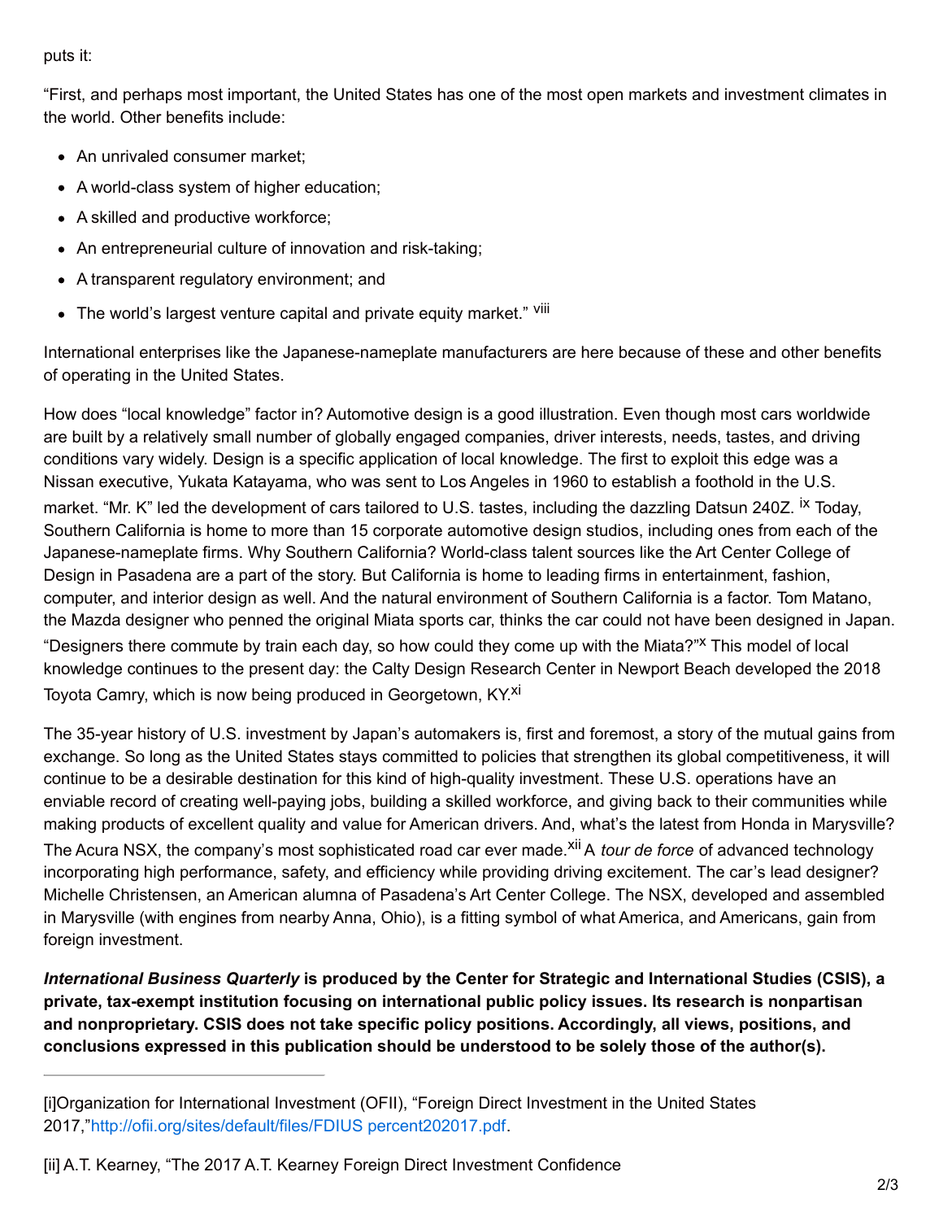puts it:

"First, and perhaps most important, the United States has one of the most open markets and investment climates in the world. Other benefits include:

- An unrivaled consumer market;
- A world-class system of higher education;
- A skilled and productive workforce;
- An entrepreneurial culture of innovation and risk-taking;
- A transparent regulatory environment; and
- The world's largest venture capital and private equity market." [viii]

International enterprises like the Japanese-nameplate manufacturers are here because of these and other benefits of operating in the United States.

How does "local knowledge" factor in? Automotive design is a good illustration. Even though most cars worldwide are built by a relatively small number of globally engaged companies, driver interests, needs, tastes, and driving conditions vary widely. Design is a specific application of local knowledge. The first to exploit this edge was a Nissan executive, Yukata Katayama, who was sent to Los Angeles in 1960 to establish a foothold in the U.S. market. "Mr. K" led the development of cars tailored to U.S. tastes, including the dazzling Datsun 240Z. [ix] Today, Southern California is home to more than 15 corporate automotive design studios, including ones from each of the Japanese-nameplate firms. Why Southern California? World-class talent sources like the Art Center College of Design in Pasadena are a part of the story. But California is home to leading firms in entertainment, fashion, computer, and interior design as well. And the natural environment of Southern California is a factor. Tom Matano, the Mazda designer who penned the original Miata sports car, thinks the car could not have been designed in Japan. "Designers there commute by train each day, so how could they come up with the Miata?"[x] This model of local knowledge continues to the present day: the Calty Design Research Center in Newport Beach developed the 2018 Toyota Camry, which is now being produced in Georgetown, KY.[xi]

The 35-year history of U.S. investment by Japan's automakers is, first and foremost, a story of the mutual gains from exchange. So long as the United States stays committed to policies that strengthen its global competitiveness, it will continue to be a desirable destination for this kind of high-quality investment. These U.S. operations have an enviable record of creating well-paying jobs, building a skilled workforce, and giving back to their communities while making products of excellent quality and value for American drivers. And, what's the latest from Honda in Marysville? The Acura NSX, the company's most sophisticated road car ever made.[xii] A *tour de force* of advanced technology incorporating high performance, safety, and efficiency while providing driving excitement. The car's lead designer? Michelle Christensen, an American alumna of Pasadena's Art Center College. The NSX, developed and assembled in Marysville (with engines from nearby Anna, Ohio), is a fitting symbol of what America, and Americans, gain from foreign investment.

***International Business Quarterly*** **is produced by the Center for Strategic and International Studies (CSIS), a private, tax-exempt institution focusing on international public policy issues. Its research is nonpartisan and nonproprietary. CSIS does not take specific policy positions. Accordingly, all views, positions, and conclusions expressed in this publication should be understood to be solely those of the author(s).**

---

[i]Organization for International Investment (OFII), "Foreign Direct Investment in the United States 2017,"http://ofii.org/sites/default/files/FDIUS percent202017.pdf.

[ii] A.T. Kearney, "The 2017 A.T. Kearney Foreign Direct Investment Confidence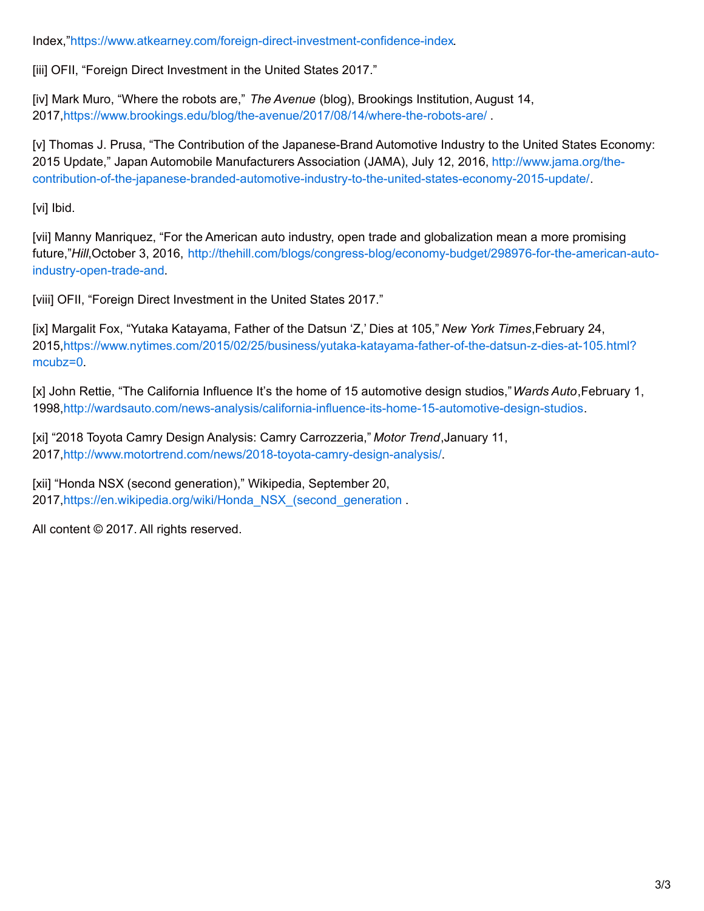Index,"https://www.atkearney.com/foreign-direct-investment-confidence-index.

[iii] OFII, "Foreign Direct Investment in the United States 2017."

[iv] Mark Muro, "Where the robots are," *The Avenue* (blog), Brookings Institution, August 14, 2017,https://www.brookings.edu/blog/the-avenue/2017/08/14/where-the-robots-are/ .

[v] Thomas J. Prusa, "The Contribution of the Japanese-Brand Automotive Industry to the United States Economy: 2015 Update," Japan Automobile Manufacturers Association (JAMA), July 12, 2016, http://www.jama.org/the-contribution-of-the-japanese-branded-automotive-industry-to-the-united-states-economy-2015-update/.

[vi] Ibid.

[vii] Manny Manriquez, "For the American auto industry, open trade and globalization mean a more promising future,"*Hill*,October 3, 2016, http://thehill.com/blogs/congress-blog/economy-budget/298976-for-the-american-auto-industry-open-trade-and.

[viii] OFII, "Foreign Direct Investment in the United States 2017."

[ix] Margalit Fox, "Yutaka Katayama, Father of the Datsun 'Z,' Dies at 105," *New York Times*,February 24, 2015,https://www.nytimes.com/2015/02/25/business/yutaka-katayama-father-of-the-datsun-z-dies-at-105.html?mcubz=0.

[x] John Rettie, "The California Influence It's the home of 15 automotive design studios,"*Wards Auto*,February 1, 1998,http://wardsauto.com/news-analysis/california-influence-its-home-15-automotive-design-studios.

[xi] "2018 Toyota Camry Design Analysis: Camry Carrozzeria," *Motor Trend*,January 11, 2017,http://www.motortrend.com/news/2018-toyota-camry-design-analysis/.

[xii] "Honda NSX (second generation)," Wikipedia, September 20, 2017,https://en.wikipedia.org/wiki/Honda_NSX_(second_generation .

All content © 2017. All rights reserved.